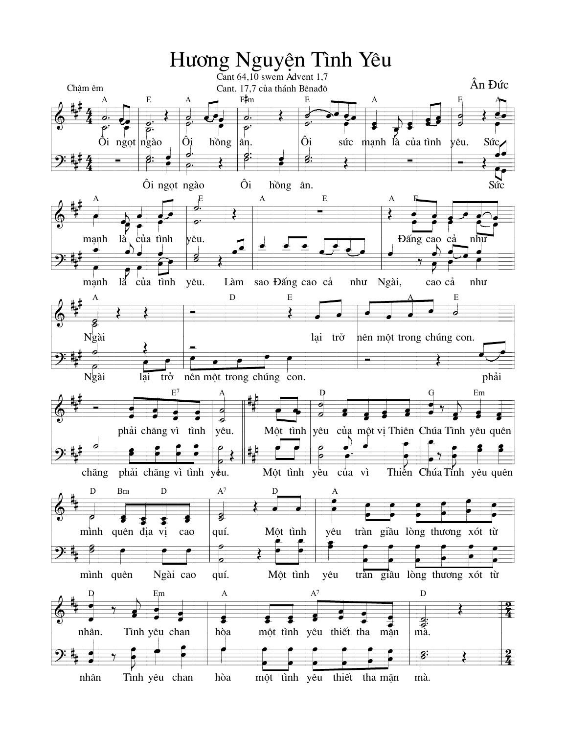# Hương Nguyện Tình Yêu

Cant 64,10 swem Advent 1,7

Cant. 17,7 của thánh Bênađô

Chậm êm

Ân Đức

Ôi ngọt ngào Ôi hồng ân. Ôi sức mạnh là của tình yêu. Sức mạnh là của tình yêu. Làm sao Đấng cao cả như Ngài, cao cả như Ngài lại trở nên một trong chúng con. Phải chăng phải chăng vì tình yêu.

Một tình yêu của một vị Thiên Chúa Tình yêu quên mình quên địa vị cao quí. Một tình yêu tràn giầu lòng thương xót từ nhân. Tình yêu chan hòa một tình yêu thiết tha mặn mà.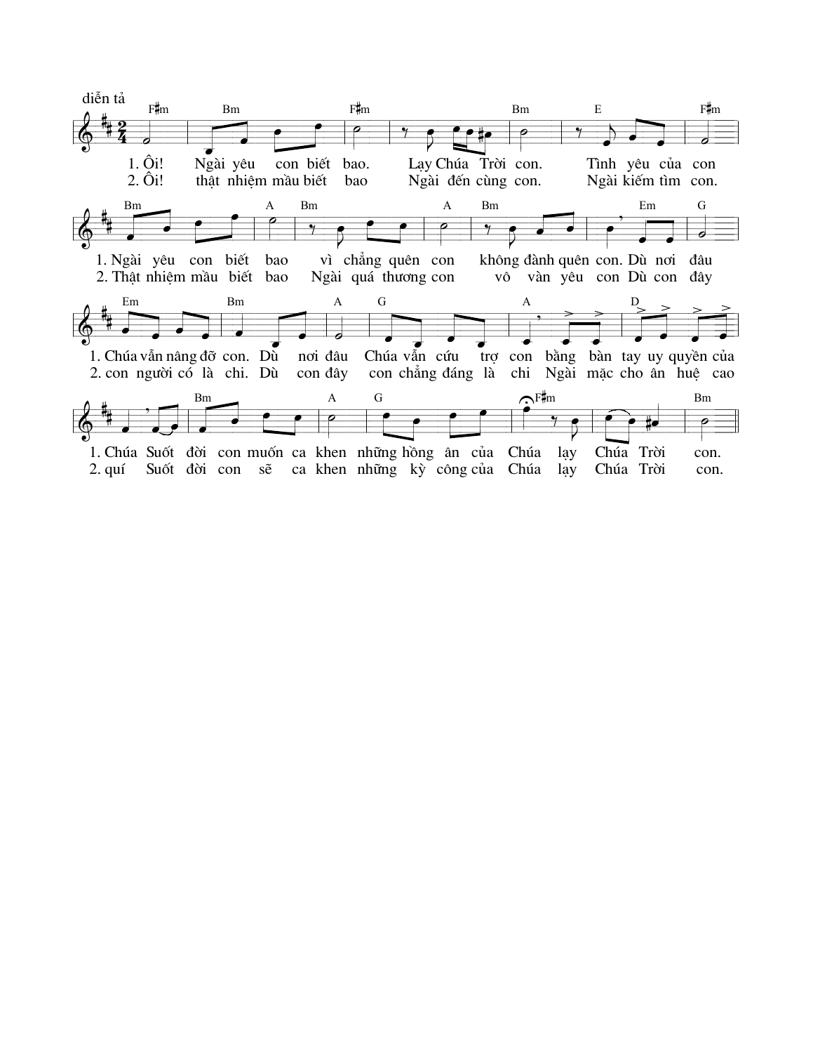diễn tả

1. Ôi! Ngài yêu con biết bao. Lạy Chúa Trời con. Tình yêu của con
2. Ôi! thật nhiệm mầu biết bao Ngài đến cùng con. Ngài kiếm tìm con.

1. Ngài yêu con biết bao vì chẳng quên con không đành quên con. Dù nơi đâu
2. Thật nhiệm mầu biết bao Ngài quá thương con vô vàn yêu con Dù con đây

1. Chúa vẫn nâng đỡ con. Dù nơi đâu Chúa vẫn cứu trợ con bằng bàn tay uy quyền của
2. con người có là chi. Dù con đây con chẳng đáng là chi Ngài mặc cho ân huệ cao

1. Chúa Suốt đời con muốn ca khen những hồng ân của Chúa lạy Chúa Trời con.
2. quí Suốt đời con sẽ ca khen những kỳ công của Chúa lạy Chúa Trời con.